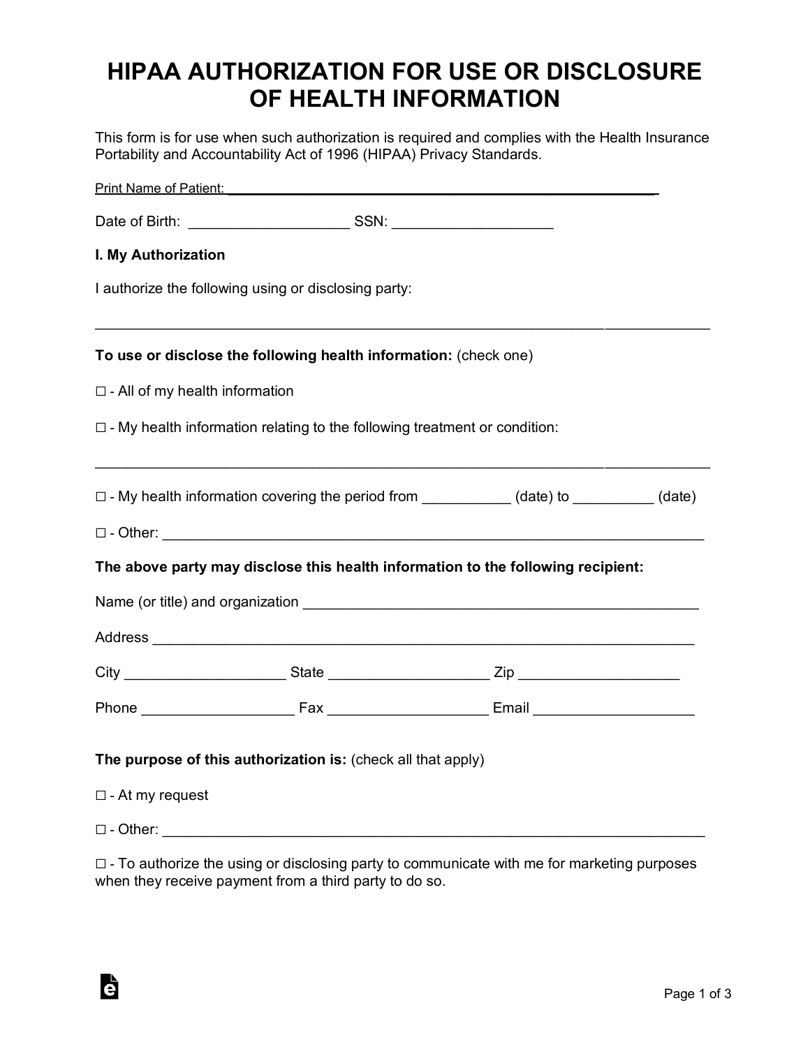# HIPAA AUTHORIZATION FOR USE OR DISCLOSURE OF HEALTH INFORMATION

This form is for use when such authorization is required and complies with the Health Insurance Portability and Accountability Act of 1996 (HIPAA) Privacy Standards.

Print Name of Patient: ___________________________________________________________

Date of Birth: ___________________ SSN: ___________________

**I. My Authorization**

I authorize the following using or disclosing party:

_____________________________________________________________________________

**To use or disclose the following health information:** (check one)

☐ - All of my health information

☐ - My health information relating to the following treatment or condition:

_____________________________________________________________________________

☐ - My health information covering the period from ___________ (date) to __________ (date)

☐ - Other: _____________________________________________________________________

**The above party may disclose this health information to the following recipient:**

Name (or title) and organization ________________________________________________

Address ______________________________________________________________________

City ___________________ State ___________________ Zip ___________________

Phone __________________ Fax ___________________ Email ___________________

**The purpose of this authorization is:** (check all that apply)

☐ - At my request

☐ - Other: _____________________________________________________________________

☐ - To authorize the using or disclosing party to communicate with me for marketing purposes when they receive payment from a third party to do so.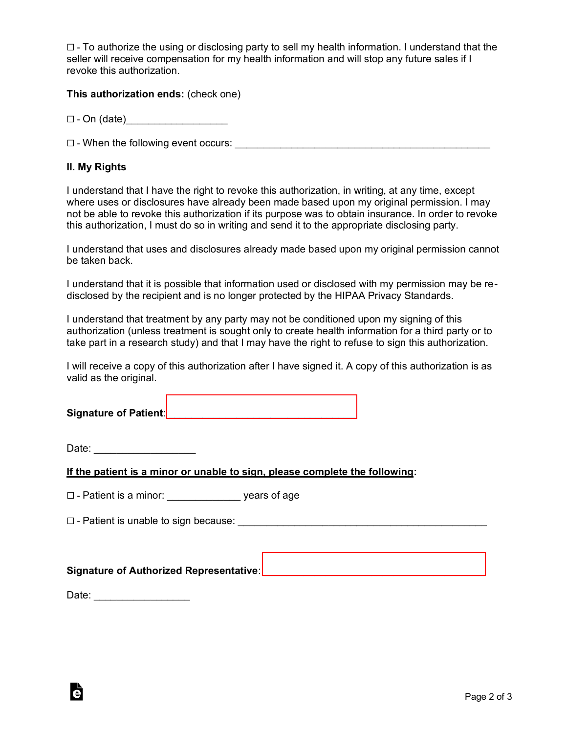☐ - To authorize the using or disclosing party to sell my health information. I understand that the seller will receive compensation for my health information and will stop any future sales if I revoke this authorization.

**This authorization ends:** (check one)

☐ - On (date)__________________

☐ - When the following event occurs: ______________________________________________

**II. My Rights**

I understand that I have the right to revoke this authorization, in writing, at any time, except where uses or disclosures have already been made based upon my original permission. I may not be able to revoke this authorization if its purpose was to obtain insurance. In order to revoke this authorization, I must do so in writing and send it to the appropriate disclosing party.

I understand that uses and disclosures already made based upon my original permission cannot be taken back.

I understand that it is possible that information used or disclosed with my permission may be re-disclosed by the recipient and is no longer protected by the HIPAA Privacy Standards.

I understand that treatment by any party may not be conditioned upon my signing of this authorization (unless treatment is sought only to create health information for a third party or to take part in a research study) and that I may have the right to refuse to sign this authorization.

I will receive a copy of this authorization after I have signed it. A copy of this authorization is as valid as the original.

**Signature of Patient**: ___________________________________

Date: __________________

**<u>If the patient is a minor or unable to sign, please complete the following</u>:**

☐ - Patient is a minor: _____________ years of age

☐ - Patient is unable to sign because: ____________________________________________

**Signature of Authorized Representative**: ___________________________________

Date: _________________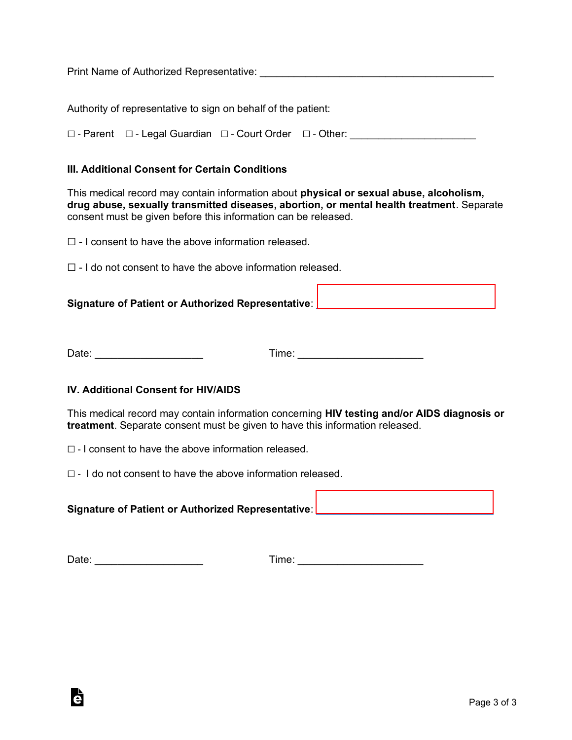Print Name of Authorized Representative: ___________________________________________

Authority of representative to sign on behalf of the patient:

☐ - Parent ☐ - Legal Guardian ☐ - Court Order ☐ - Other: ______________________

### III. Additional Consent for Certain Conditions

This medical record may contain information about **physical or sexual abuse, alcoholism, drug abuse, sexually transmitted diseases, abortion, or mental health treatment**. Separate consent must be given before this information can be released.

☐ - I consent to have the above information released.

☐ - I do not consent to have the above information released.

**Signature of Patient or Authorized Representative**: ______________________________

Date: ___________________ Time: ______________________

### IV. Additional Consent for HIV/AIDS

This medical record may contain information concerning **HIV testing and/or AIDS diagnosis or treatment**. Separate consent must be given to have this information released.

☐ - I consent to have the above information released.

☐ - I do not consent to have the above information released.

**Signature of Patient or Authorized Representative**: ______________________________

Date: ___________________ Time: ______________________